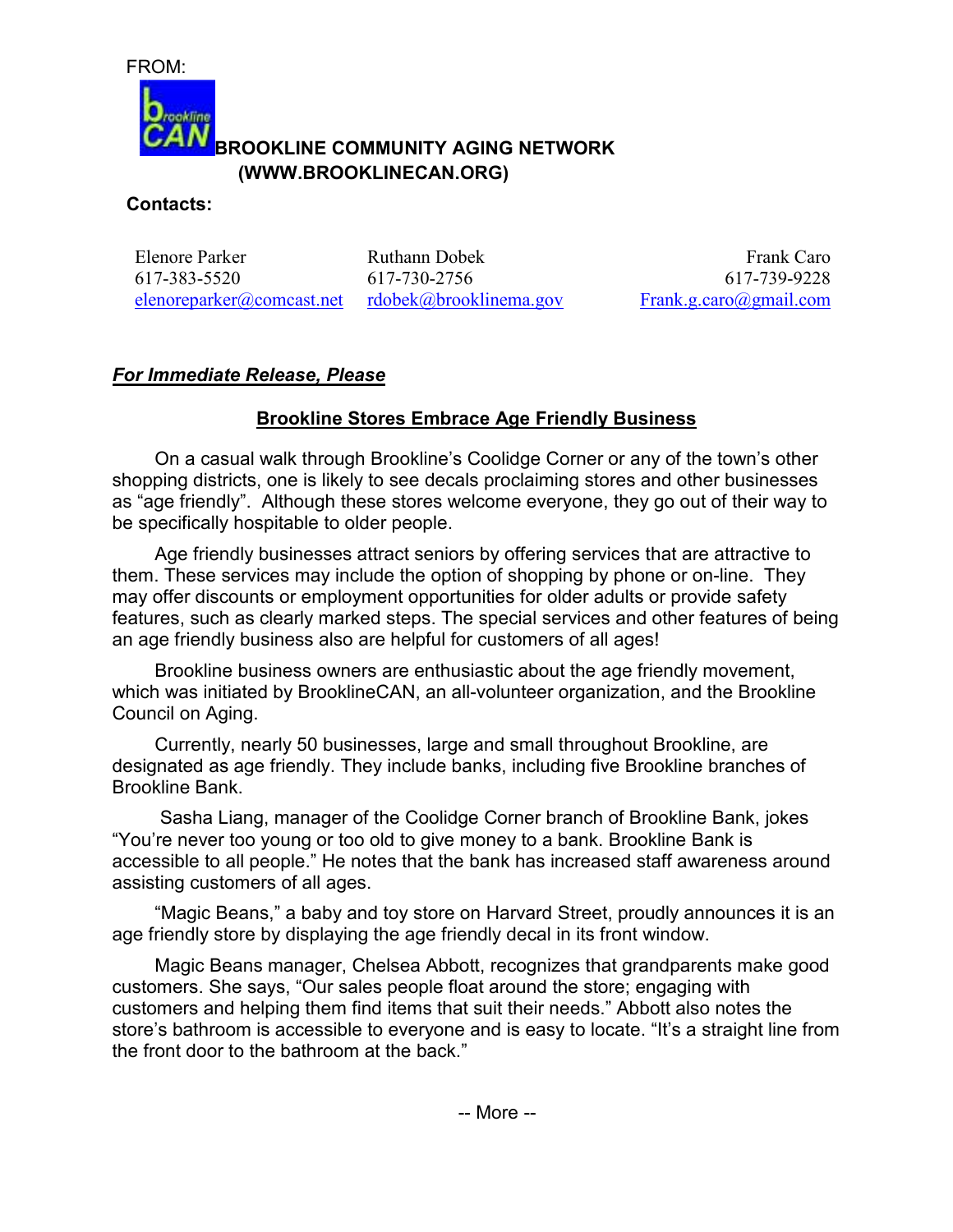FROM:

**BROOKLINE COMMUNITY AGING NETWORK (WWW.BROOKLINECAN.ORG)**

**Contacts:**

| Elenore Parker | Ruthann Dobek | Frank Caro |
|---|---|---|
| 617-383-5520 | 617-730-2756 | 617-739-9228 |
| elenoreparker@comcast.net | rdobek@brooklinema.gov | Frank.g.caro@gmail.com |

***For Immediate Release, Please***

## Brookline Stores Embrace Age Friendly Business

On a casual walk through Brookline's Coolidge Corner or any of the town's other shopping districts, one is likely to see decals proclaiming stores and other businesses as "age friendly". Although these stores welcome everyone, they go out of their way to be specifically hospitable to older people.

Age friendly businesses attract seniors by offering services that are attractive to them. These services may include the option of shopping by phone or on-line. They may offer discounts or employment opportunities for older adults or provide safety features, such as clearly marked steps. The special services and other features of being an age friendly business also are helpful for customers of all ages!

Brookline business owners are enthusiastic about the age friendly movement, which was initiated by BrooklineCAN, an all-volunteer organization, and the Brookline Council on Aging.

Currently, nearly 50 businesses, large and small throughout Brookline, are designated as age friendly. They include banks, including five Brookline branches of Brookline Bank.

Sasha Liang, manager of the Coolidge Corner branch of Brookline Bank, jokes "You're never too young or too old to give money to a bank. Brookline Bank is accessible to all people." He notes that the bank has increased staff awareness around assisting customers of all ages.

"Magic Beans," a baby and toy store on Harvard Street, proudly announces it is an age friendly store by displaying the age friendly decal in its front window.

Magic Beans manager, Chelsea Abbott, recognizes that grandparents make good customers. She says, "Our sales people float around the store; engaging with customers and helping them find items that suit their needs." Abbott also notes the store's bathroom is accessible to everyone and is easy to locate. "It's a straight line from the front door to the bathroom at the back."

-- More --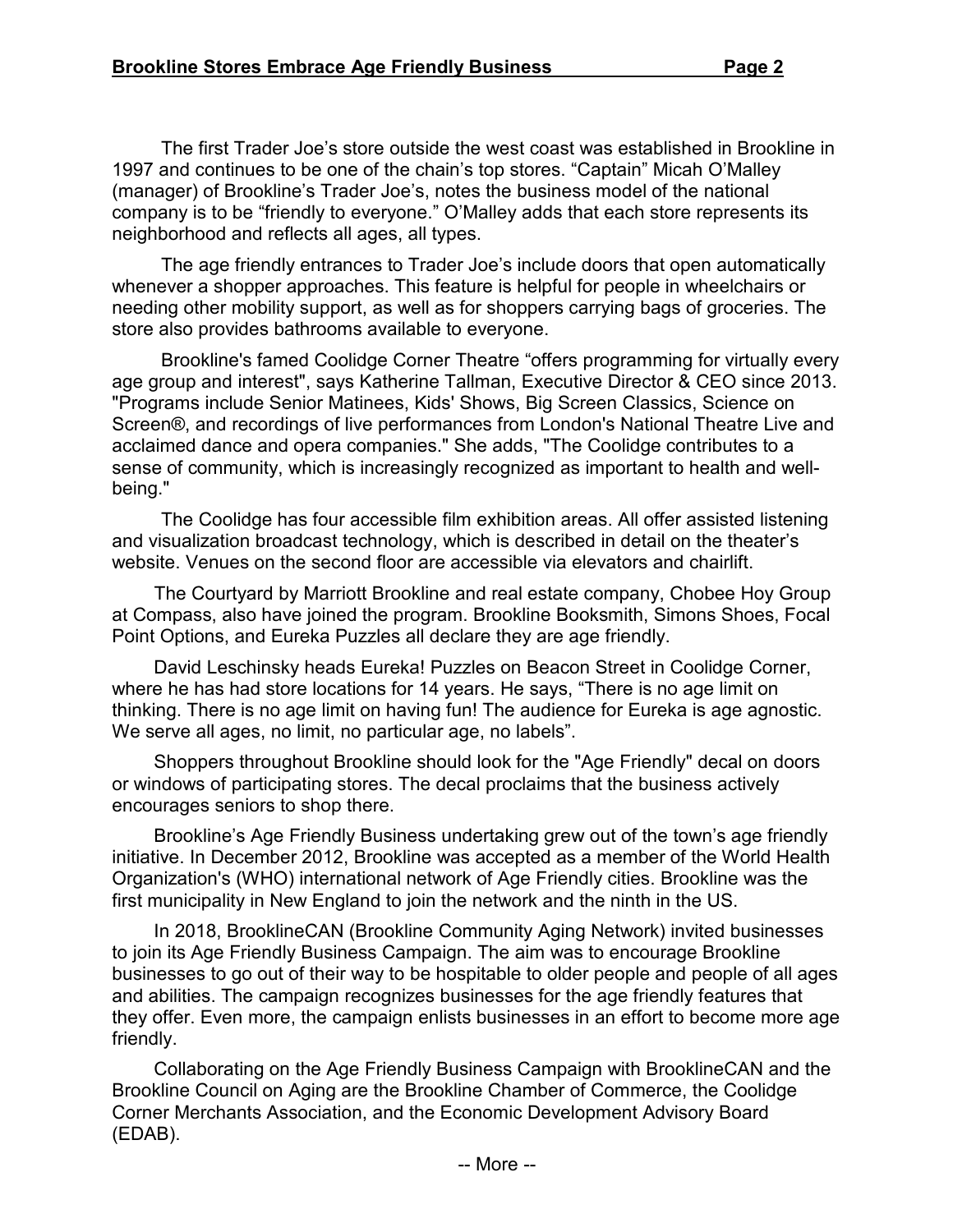The first Trader Joe's store outside the west coast was established in Brookline in 1997 and continues to be one of the chain's top stores. "Captain" Micah O'Malley (manager) of Brookline's Trader Joe's, notes the business model of the national company is to be "friendly to everyone." O'Malley adds that each store represents its neighborhood and reflects all ages, all types.

The age friendly entrances to Trader Joe's include doors that open automatically whenever a shopper approaches. This feature is helpful for people in wheelchairs or needing other mobility support, as well as for shoppers carrying bags of groceries. The store also provides bathrooms available to everyone.

Brookline's famed Coolidge Corner Theatre "offers programming for virtually every age group and interest", says Katherine Tallman, Executive Director & CEO since 2013. "Programs include Senior Matinees, Kids' Shows, Big Screen Classics, Science on Screen®, and recordings of live performances from London's National Theatre Live and acclaimed dance and opera companies." She adds, "The Coolidge contributes to a sense of community, which is increasingly recognized as important to health and well-being."

The Coolidge has four accessible film exhibition areas. All offer assisted listening and visualization broadcast technology, which is described in detail on the theater's website. Venues on the second floor are accessible via elevators and chairlift.

The Courtyard by Marriott Brookline and real estate company, Chobee Hoy Group at Compass, also have joined the program. Brookline Booksmith, Simons Shoes, Focal Point Options, and Eureka Puzzles all declare they are age friendly.

David Leschinsky heads Eureka! Puzzles on Beacon Street in Coolidge Corner, where he has had store locations for 14 years. He says, "There is no age limit on thinking. There is no age limit on having fun! The audience for Eureka is age agnostic. We serve all ages, no limit, no particular age, no labels".

Shoppers throughout Brookline should look for the "Age Friendly" decal on doors or windows of participating stores. The decal proclaims that the business actively encourages seniors to shop there.

Brookline's Age Friendly Business undertaking grew out of the town's age friendly initiative. In December 2012, Brookline was accepted as a member of the World Health Organization's (WHO) international network of Age Friendly cities. Brookline was the first municipality in New England to join the network and the ninth in the US.

In 2018, BrooklineCAN (Brookline Community Aging Network) invited businesses to join its Age Friendly Business Campaign. The aim was to encourage Brookline businesses to go out of their way to be hospitable to older people and people of all ages and abilities. The campaign recognizes businesses for the age friendly features that they offer. Even more, the campaign enlists businesses in an effort to become more age friendly.

Collaborating on the Age Friendly Business Campaign with BrooklineCAN and the Brookline Council on Aging are the Brookline Chamber of Commerce, the Coolidge Corner Merchants Association, and the Economic Development Advisory Board (EDAB).

-- More --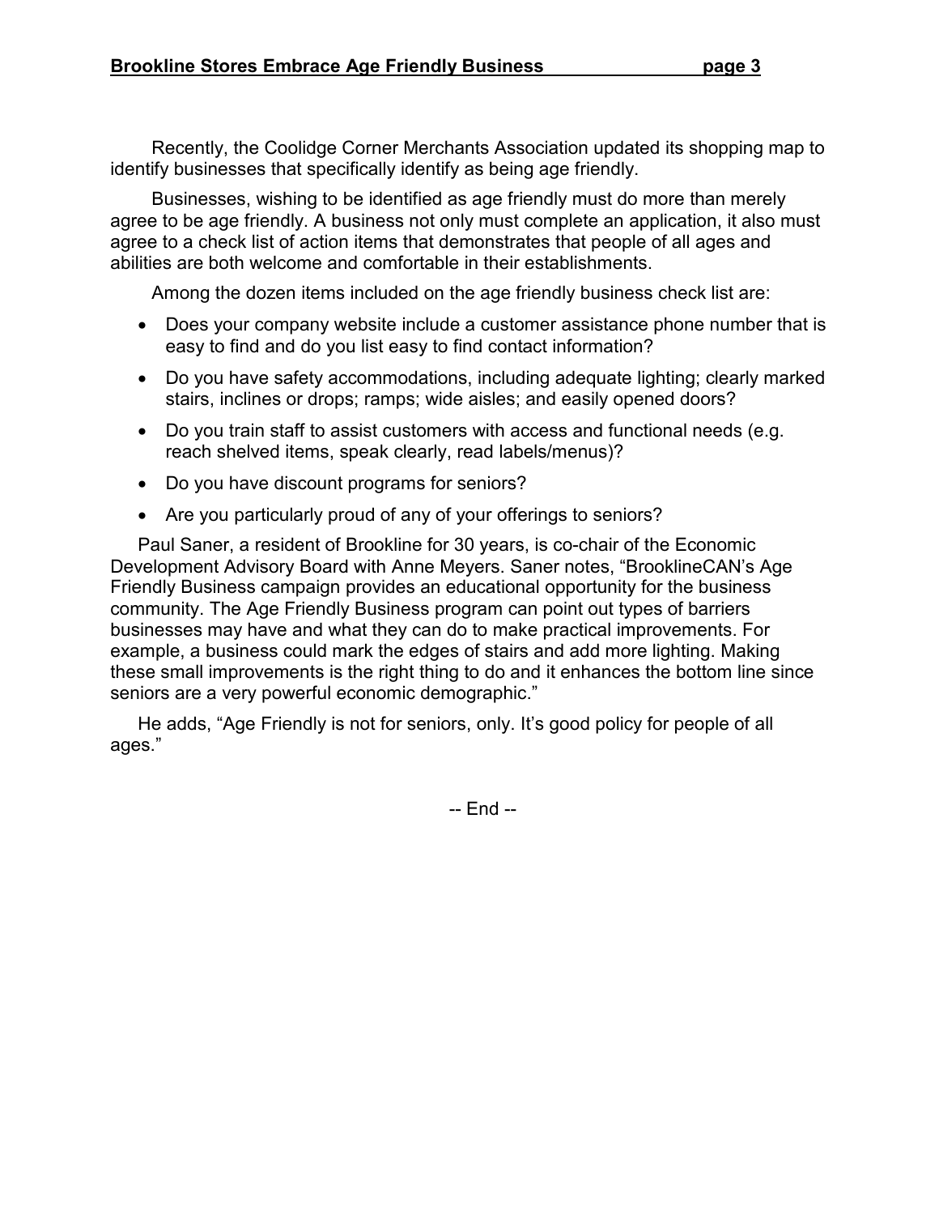Recently, the Coolidge Corner Merchants Association updated its shopping map to identify businesses that specifically identify as being age friendly.

Businesses, wishing to be identified as age friendly must do more than merely agree to be age friendly. A business not only must complete an application, it also must agree to a check list of action items that demonstrates that people of all ages and abilities are both welcome and comfortable in their establishments.

Among the dozen items included on the age friendly business check list are:

- Does your company website include a customer assistance phone number that is easy to find and do you list easy to find contact information?
- Do you have safety accommodations, including adequate lighting; clearly marked stairs, inclines or drops; ramps; wide aisles; and easily opened doors?
- Do you train staff to assist customers with access and functional needs (e.g. reach shelved items, speak clearly, read labels/menus)?
- Do you have discount programs for seniors?
- Are you particularly proud of any of your offerings to seniors?

Paul Saner, a resident of Brookline for 30 years, is co-chair of the Economic Development Advisory Board with Anne Meyers. Saner notes, "BrooklineCAN's Age Friendly Business campaign provides an educational opportunity for the business community. The Age Friendly Business program can point out types of barriers businesses may have and what they can do to make practical improvements. For example, a business could mark the edges of stairs and add more lighting. Making these small improvements is the right thing to do and it enhances the bottom line since seniors are a very powerful economic demographic."

He adds, "Age Friendly is not for seniors, only. It's good policy for people of all ages."

-- End --